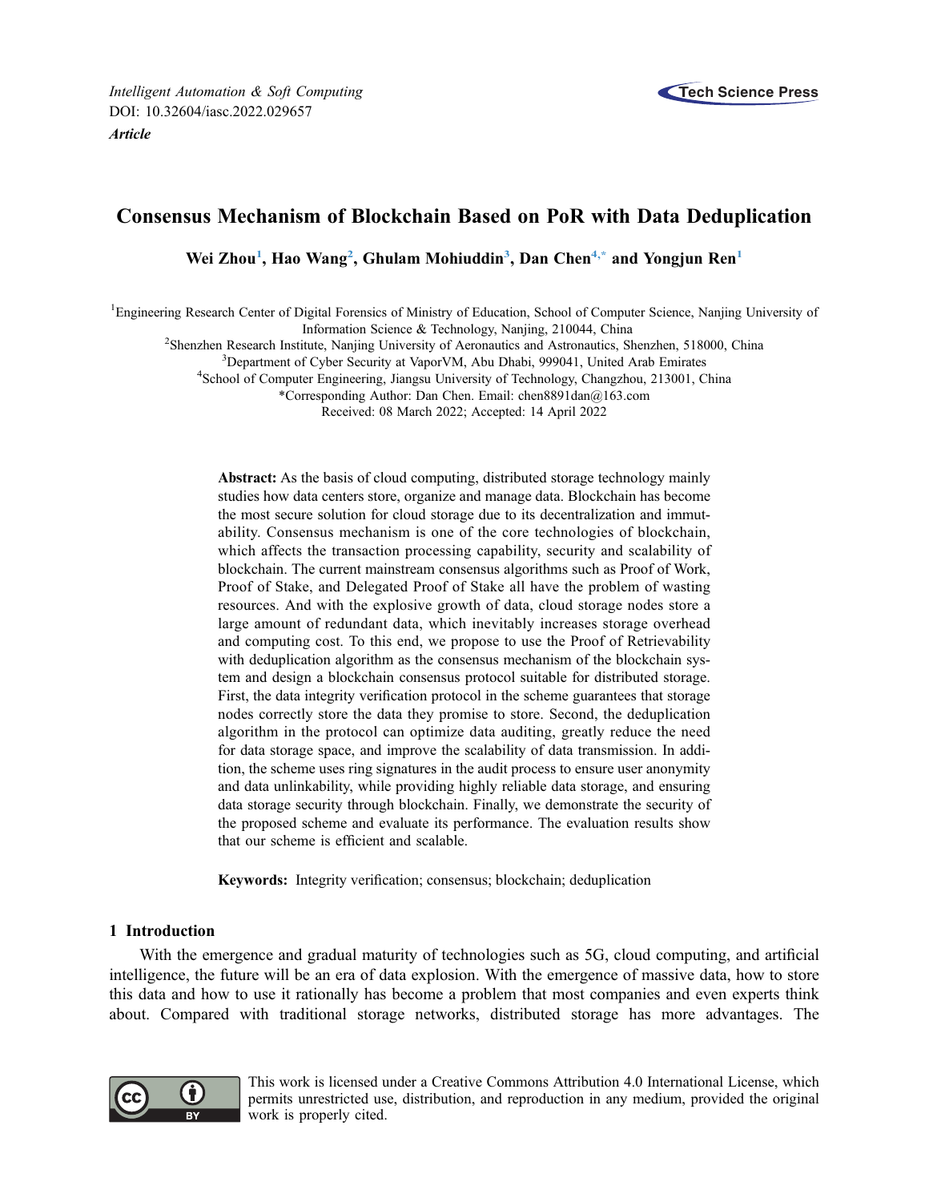*Intelligent Automation & Soft Computing*
DOI: 10.32604/iasc.2022.029657
***Article***

# Consensus Mechanism of Blockchain Based on PoR with Data Deduplication

**Wei Zhou[1], Hao Wang[2], Ghulam Mohiuddin[3], Dan Chen[4,*] and Yongjun Ren[1]**

[1]Engineering Research Center of Digital Forensics of Ministry of Education, School of Computer Science, Nanjing University of Information Science & Technology, Nanjing, 210044, China
[2]Shenzhen Research Institute, Nanjing University of Aeronautics and Astronautics, Shenzhen, 518000, China
[3]Department of Cyber Security at VaporVM, Abu Dhabi, 999041, United Arab Emirates
[4]School of Computer Engineering, Jiangsu University of Technology, Changzhou, 213001, China
*Corresponding Author: Dan Chen. Email: chen8891dan@163.com
Received: 08 March 2022; Accepted: 14 April 2022

**Abstract:** As the basis of cloud computing, distributed storage technology mainly studies how data centers store, organize and manage data. Blockchain has become the most secure solution for cloud storage due to its decentralization and immutability. Consensus mechanism is one of the core technologies of blockchain, which affects the transaction processing capability, security and scalability of blockchain. The current mainstream consensus algorithms such as Proof of Work, Proof of Stake, and Delegated Proof of Stake all have the problem of wasting resources. And with the explosive growth of data, cloud storage nodes store a large amount of redundant data, which inevitably increases storage overhead and computing cost. To this end, we propose to use the Proof of Retrievability with deduplication algorithm as the consensus mechanism of the blockchain system and design a blockchain consensus protocol suitable for distributed storage. First, the data integrity verification protocol in the scheme guarantees that storage nodes correctly store the data they promise to store. Second, the deduplication algorithm in the protocol can optimize data auditing, greatly reduce the need for data storage space, and improve the scalability of data transmission. In addition, the scheme uses ring signatures in the audit process to ensure user anonymity and data unlinkability, while providing highly reliable data storage, and ensuring data storage security through blockchain. Finally, we demonstrate the security of the proposed scheme and evaluate its performance. The evaluation results show that our scheme is efficient and scalable.

**Keywords:** Integrity verification; consensus; blockchain; deduplication

## 1 Introduction

With the emergence and gradual maturity of technologies such as 5G, cloud computing, and artificial intelligence, the future will be an era of data explosion. With the emergence of massive data, how to store this data and how to use it rationally has become a problem that most companies and even experts think about. Compared with traditional storage networks, distributed storage has more advantages. The

This work is licensed under a Creative Commons Attribution 4.0 International License, which permits unrestricted use, distribution, and reproduction in any medium, provided the original work is properly cited.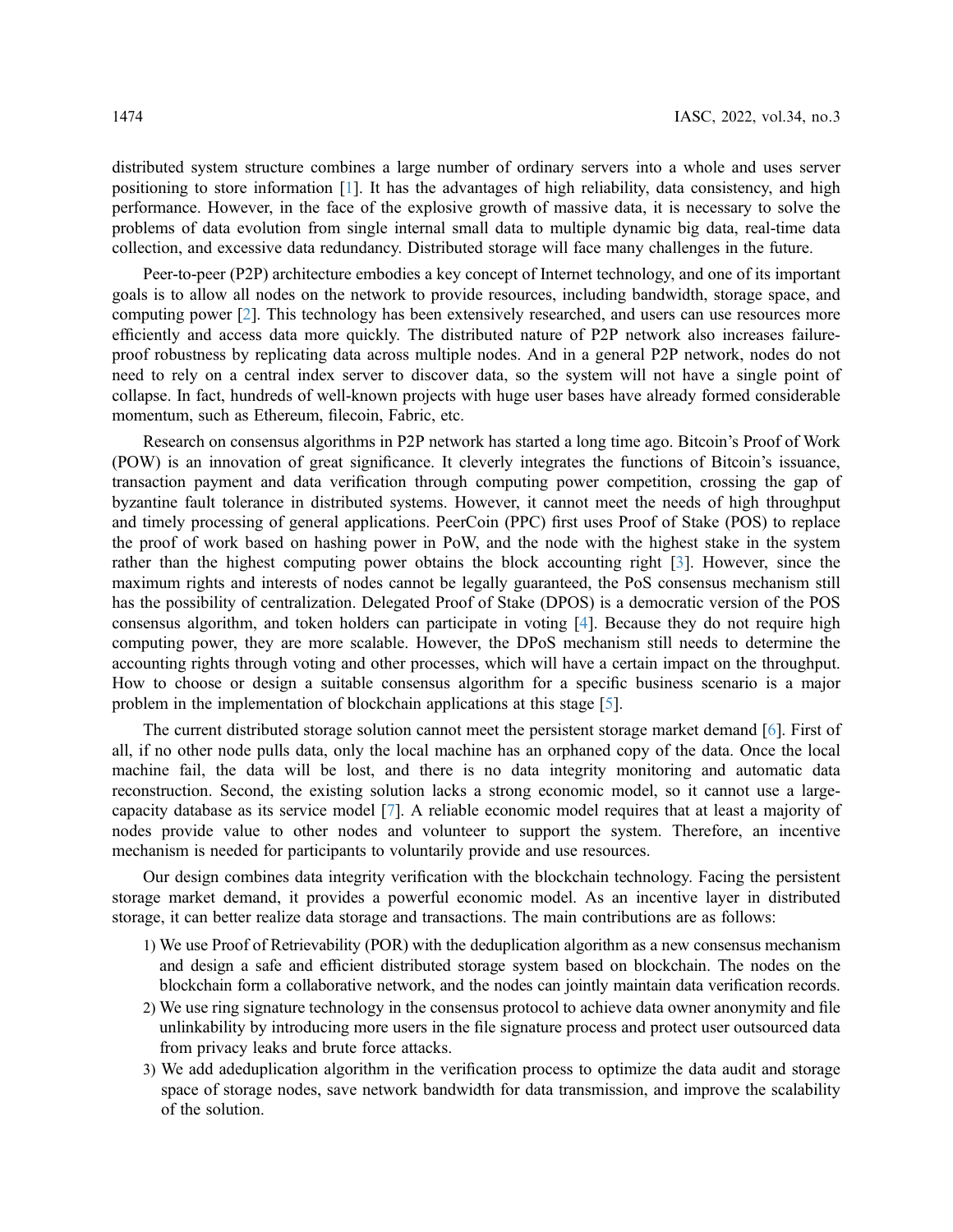distributed system structure combines a large number of ordinary servers into a whole and uses server positioning to store information [1]. It has the advantages of high reliability, data consistency, and high performance. However, in the face of the explosive growth of massive data, it is necessary to solve the problems of data evolution from single internal small data to multiple dynamic big data, real-time data collection, and excessive data redundancy. Distributed storage will face many challenges in the future.

Peer-to-peer (P2P) architecture embodies a key concept of Internet technology, and one of its important goals is to allow all nodes on the network to provide resources, including bandwidth, storage space, and computing power [2]. This technology has been extensively researched, and users can use resources more efficiently and access data more quickly. The distributed nature of P2P network also increases failure-proof robustness by replicating data across multiple nodes. And in a general P2P network, nodes do not need to rely on a central index server to discover data, so the system will not have a single point of collapse. In fact, hundreds of well-known projects with huge user bases have already formed considerable momentum, such as Ethereum, filecoin, Fabric, etc.

Research on consensus algorithms in P2P network has started a long time ago. Bitcoin's Proof of Work (POW) is an innovation of great significance. It cleverly integrates the functions of Bitcoin's issuance, transaction payment and data verification through computing power competition, crossing the gap of byzantine fault tolerance in distributed systems. However, it cannot meet the needs of high throughput and timely processing of general applications. PeerCoin (PPC) first uses Proof of Stake (POS) to replace the proof of work based on hashing power in PoW, and the node with the highest stake in the system rather than the highest computing power obtains the block accounting right [3]. However, since the maximum rights and interests of nodes cannot be legally guaranteed, the PoS consensus mechanism still has the possibility of centralization. Delegated Proof of Stake (DPOS) is a democratic version of the POS consensus algorithm, and token holders can participate in voting [4]. Because they do not require high computing power, they are more scalable. However, the DPoS mechanism still needs to determine the accounting rights through voting and other processes, which will have a certain impact on the throughput. How to choose or design a suitable consensus algorithm for a specific business scenario is a major problem in the implementation of blockchain applications at this stage [5].

The current distributed storage solution cannot meet the persistent storage market demand [6]. First of all, if no other node pulls data, only the local machine has an orphaned copy of the data. Once the local machine fail, the data will be lost, and there is no data integrity monitoring and automatic data reconstruction. Second, the existing solution lacks a strong economic model, so it cannot use a large-capacity database as its service model [7]. A reliable economic model requires that at least a majority of nodes provide value to other nodes and volunteer to support the system. Therefore, an incentive mechanism is needed for participants to voluntarily provide and use resources.

Our design combines data integrity verification with the blockchain technology. Facing the persistent storage market demand, it provides a powerful economic model. As an incentive layer in distributed storage, it can better realize data storage and transactions. The main contributions are as follows:

1) We use Proof of Retrievability (POR) with the deduplication algorithm as a new consensus mechanism and design a safe and efficient distributed storage system based on blockchain. The nodes on the blockchain form a collaborative network, and the nodes can jointly maintain data verification records.
2) We use ring signature technology in the consensus protocol to achieve data owner anonymity and file unlinkability by introducing more users in the file signature process and protect user outsourced data from privacy leaks and brute force attacks.
3) We add adeduplication algorithm in the verification process to optimize the data audit and storage space of storage nodes, save network bandwidth for data transmission, and improve the scalability of the solution.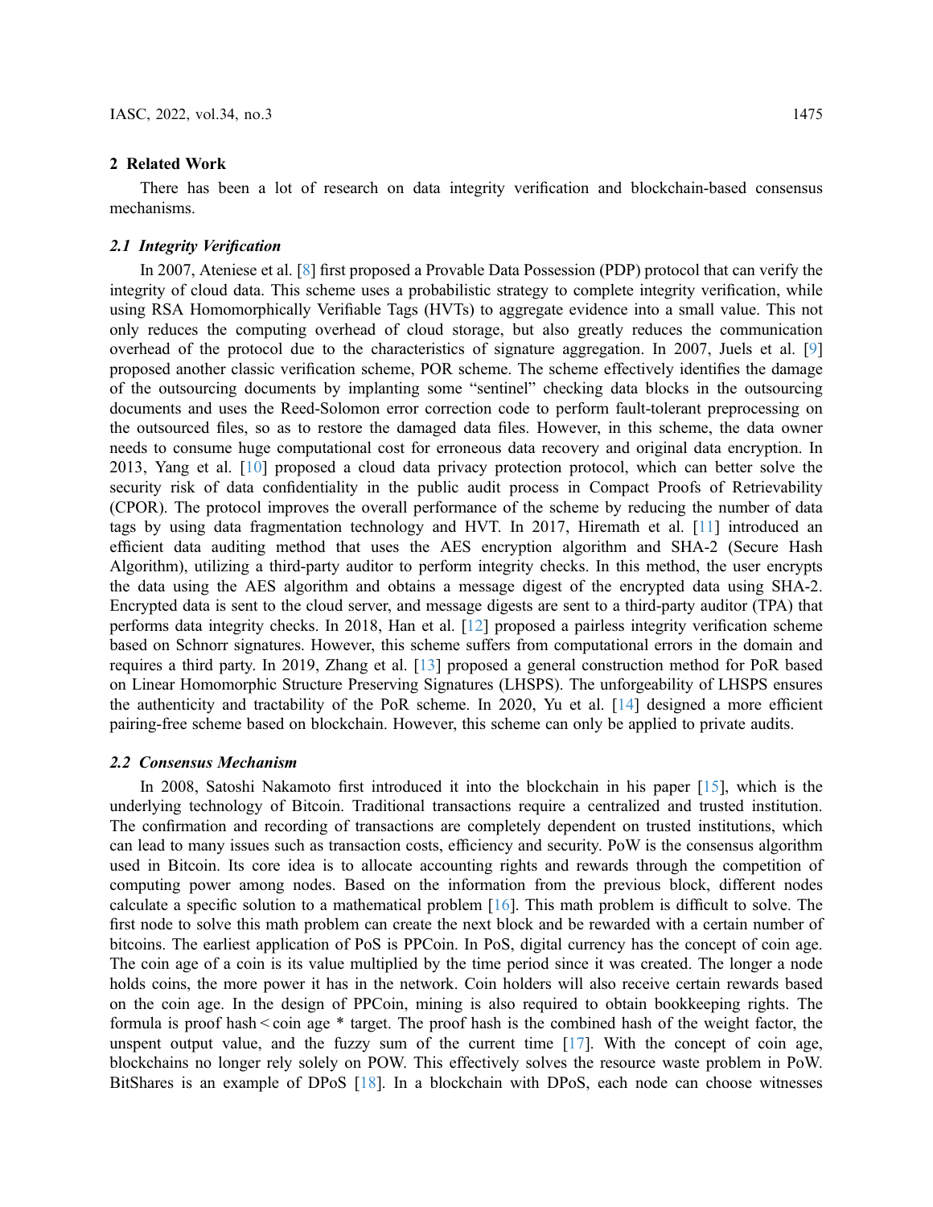## 2 Related Work

There has been a lot of research on data integrity verification and blockchain-based consensus mechanisms.

### *2.1 Integrity Verification*

In 2007, Ateniese et al. [8] first proposed a Provable Data Possession (PDP) protocol that can verify the integrity of cloud data. This scheme uses a probabilistic strategy to complete integrity verification, while using RSA Homomorphically Verifiable Tags (HVTs) to aggregate evidence into a small value. This not only reduces the computing overhead of cloud storage, but also greatly reduces the communication overhead of the protocol due to the characteristics of signature aggregation. In 2007, Juels et al. [9] proposed another classic verification scheme, POR scheme. The scheme effectively identifies the damage of the outsourcing documents by implanting some "sentinel" checking data blocks in the outsourcing documents and uses the Reed-Solomon error correction code to perform fault-tolerant preprocessing on the outsourced files, so as to restore the damaged data files. However, in this scheme, the data owner needs to consume huge computational cost for erroneous data recovery and original data encryption. In 2013, Yang et al. [10] proposed a cloud data privacy protection protocol, which can better solve the security risk of data confidentiality in the public audit process in Compact Proofs of Retrievability (CPOR). The protocol improves the overall performance of the scheme by reducing the number of data tags by using data fragmentation technology and HVT. In 2017, Hiremath et al. [11] introduced an efficient data auditing method that uses the AES encryption algorithm and SHA-2 (Secure Hash Algorithm), utilizing a third-party auditor to perform integrity checks. In this method, the user encrypts the data using the AES algorithm and obtains a message digest of the encrypted data using SHA-2. Encrypted data is sent to the cloud server, and message digests are sent to a third-party auditor (TPA) that performs data integrity checks. In 2018, Han et al. [12] proposed a pairless integrity verification scheme based on Schnorr signatures. However, this scheme suffers from computational errors in the domain and requires a third party. In 2019, Zhang et al. [13] proposed a general construction method for PoR based on Linear Homomorphic Structure Preserving Signatures (LHSPS). The unforgeability of LHSPS ensures the authenticity and tractability of the PoR scheme. In 2020, Yu et al. [14] designed a more efficient pairing-free scheme based on blockchain. However, this scheme can only be applied to private audits.

### *2.2 Consensus Mechanism*

In 2008, Satoshi Nakamoto first introduced it into the blockchain in his paper [15], which is the underlying technology of Bitcoin. Traditional transactions require a centralized and trusted institution. The confirmation and recording of transactions are completely dependent on trusted institutions, which can lead to many issues such as transaction costs, efficiency and security. PoW is the consensus algorithm used in Bitcoin. Its core idea is to allocate accounting rights and rewards through the competition of computing power among nodes. Based on the information from the previous block, different nodes calculate a specific solution to a mathematical problem [16]. This math problem is difficult to solve. The first node to solve this math problem can create the next block and be rewarded with a certain number of bitcoins. The earliest application of PoS is PPCoin. In PoS, digital currency has the concept of coin age. The coin age of a coin is its value multiplied by the time period since it was created. The longer a node holds coins, the more power it has in the network. Coin holders will also receive certain rewards based on the coin age. In the design of PPCoin, mining is also required to obtain bookkeeping rights. The formula is proof hash < coin age * target. The proof hash is the combined hash of the weight factor, the unspent output value, and the fuzzy sum of the current time [17]. With the concept of coin age, blockchains no longer rely solely on POW. This effectively solves the resource waste problem in PoW. BitShares is an example of DPoS [18]. In a blockchain with DPoS, each node can choose witnesses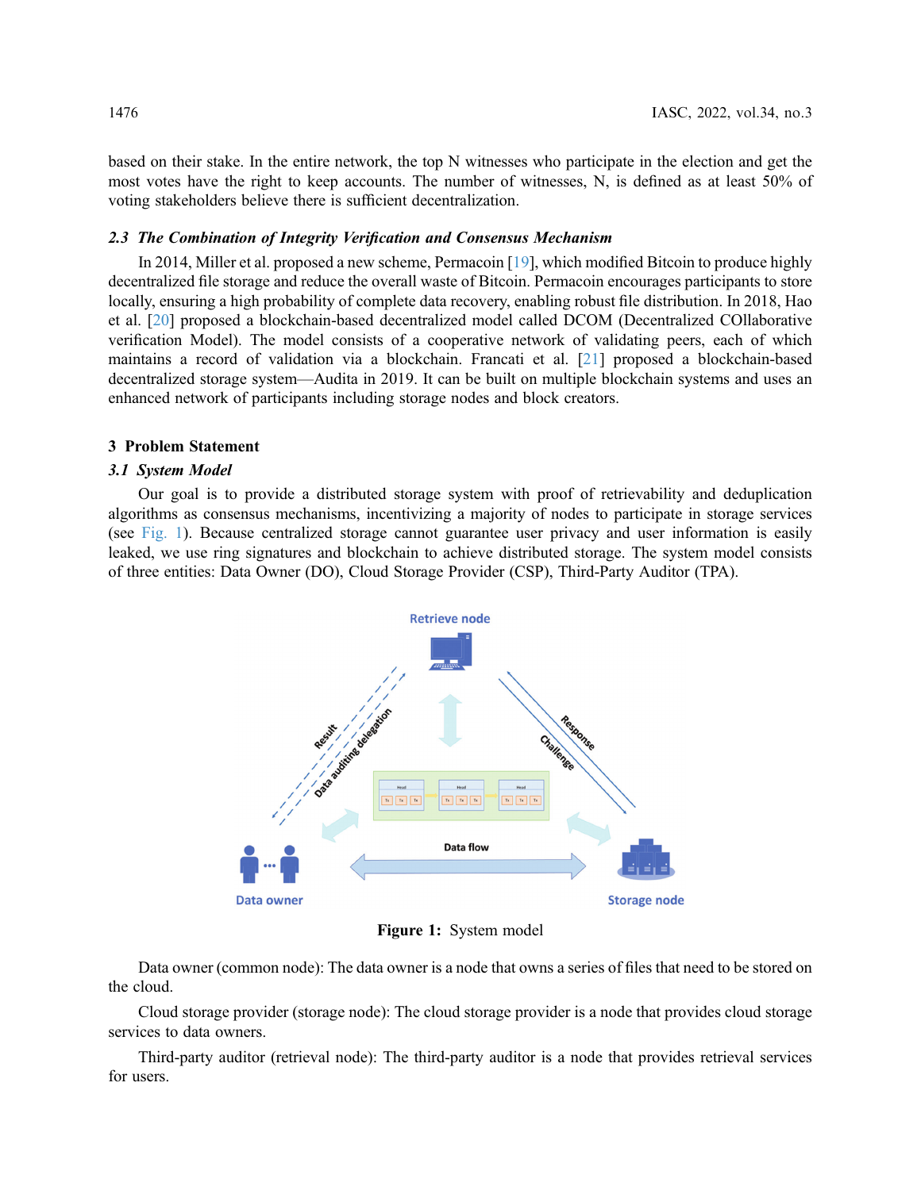based on their stake. In the entire network, the top N witnesses who participate in the election and get the most votes have the right to keep accounts. The number of witnesses, N, is defined as at least 50% of voting stakeholders believe there is sufficient decentralization.

### *2.3 The Combination of Integrity Verification and Consensus Mechanism*

In 2014, Miller et al. proposed a new scheme, Permacoin [19], which modified Bitcoin to produce highly decentralized file storage and reduce the overall waste of Bitcoin. Permacoin encourages participants to store locally, ensuring a high probability of complete data recovery, enabling robust file distribution. In 2018, Hao et al. [20] proposed a blockchain-based decentralized model called DCOM (Decentralized COllaborative verification Model). The model consists of a cooperative network of validating peers, each of which maintains a record of validation via a blockchain. Francati et al. [21] proposed a blockchain-based decentralized storage system—Audita in 2019. It can be built on multiple blockchain systems and uses an enhanced network of participants including storage nodes and block creators.

## 3 Problem Statement

### *3.1 System Model*

Our goal is to provide a distributed storage system with proof of retrievability and deduplication algorithms as consensus mechanisms, incentivizing a majority of nodes to participate in storage services (see Fig. 1). Because centralized storage cannot guarantee user privacy and user information is easily leaked, we use ring signatures and blockchain to achieve distributed storage. The system model consists of three entities: Data Owner (DO), Cloud Storage Provider (CSP), Third-Party Auditor (TPA).

**Figure 1:** System model

Data owner (common node): The data owner is a node that owns a series of files that need to be stored on the cloud.

Cloud storage provider (storage node): The cloud storage provider is a node that provides cloud storage services to data owners.

Third-party auditor (retrieval node): The third-party auditor is a node that provides retrieval services for users.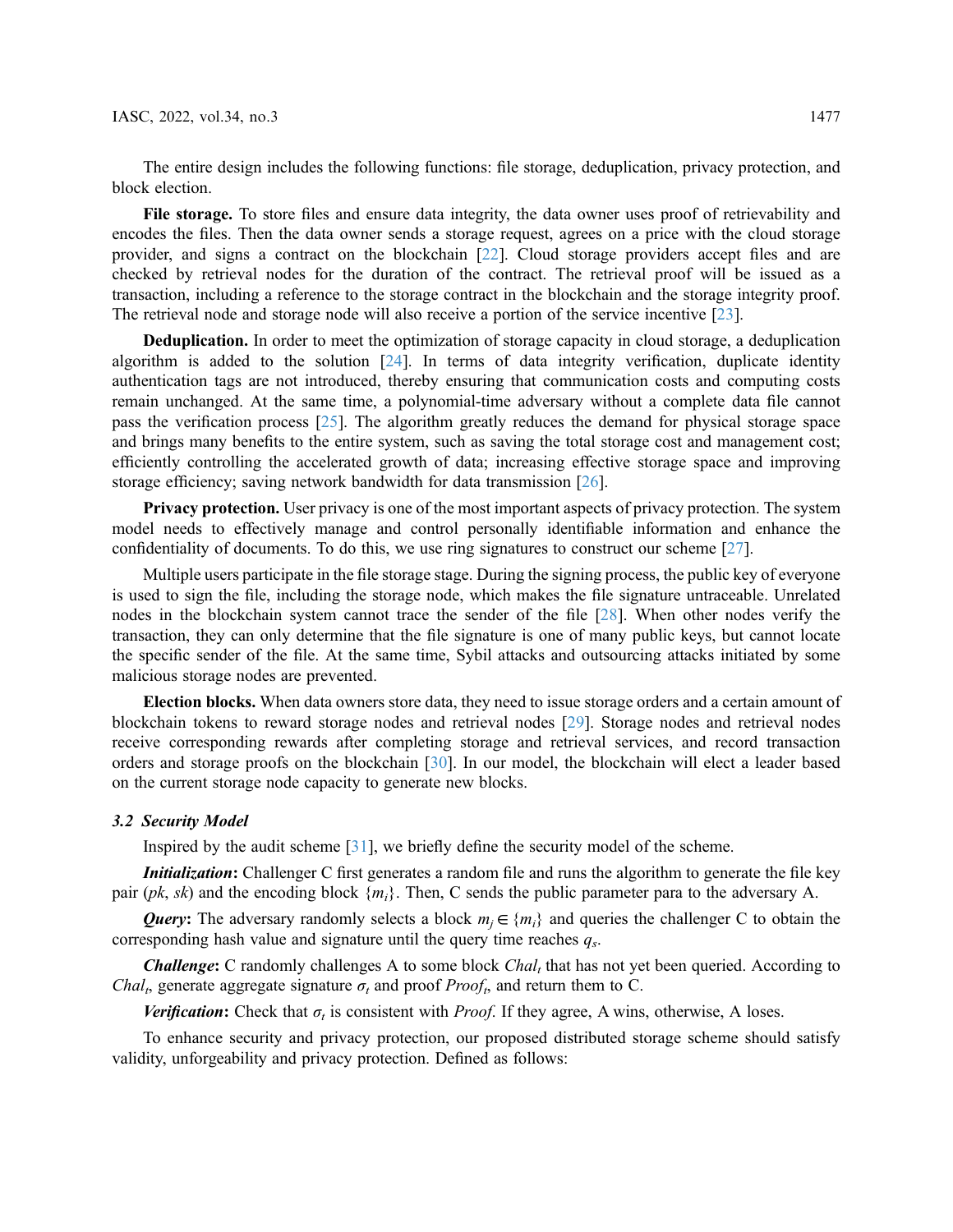The entire design includes the following functions: file storage, deduplication, privacy protection, and block election.

**File storage.** To store files and ensure data integrity, the data owner uses proof of retrievability and encodes the files. Then the data owner sends a storage request, agrees on a price with the cloud storage provider, and signs a contract on the blockchain [22]. Cloud storage providers accept files and are checked by retrieval nodes for the duration of the contract. The retrieval proof will be issued as a transaction, including a reference to the storage contract in the blockchain and the storage integrity proof. The retrieval node and storage node will also receive a portion of the service incentive [23].

**Deduplication.** In order to meet the optimization of storage capacity in cloud storage, a deduplication algorithm is added to the solution [24]. In terms of data integrity verification, duplicate identity authentication tags are not introduced, thereby ensuring that communication costs and computing costs remain unchanged. At the same time, a polynomial-time adversary without a complete data file cannot pass the verification process [25]. The algorithm greatly reduces the demand for physical storage space and brings many benefits to the entire system, such as saving the total storage cost and management cost; efficiently controlling the accelerated growth of data; increasing effective storage space and improving storage efficiency; saving network bandwidth for data transmission [26].

**Privacy protection.** User privacy is one of the most important aspects of privacy protection. The system model needs to effectively manage and control personally identifiable information and enhance the confidentiality of documents. To do this, we use ring signatures to construct our scheme [27].

Multiple users participate in the file storage stage. During the signing process, the public key of everyone is used to sign the file, including the storage node, which makes the file signature untraceable. Unrelated nodes in the blockchain system cannot trace the sender of the file [28]. When other nodes verify the transaction, they can only determine that the file signature is one of many public keys, but cannot locate the specific sender of the file. At the same time, Sybil attacks and outsourcing attacks initiated by some malicious storage nodes are prevented.

**Election blocks.** When data owners store data, they need to issue storage orders and a certain amount of blockchain tokens to reward storage nodes and retrieval nodes [29]. Storage nodes and retrieval nodes receive corresponding rewards after completing storage and retrieval services, and record transaction orders and storage proofs on the blockchain [30]. In our model, the blockchain will elect a leader based on the current storage node capacity to generate new blocks.

### *3.2 Security Model*

Inspired by the audit scheme [31], we briefly define the security model of the scheme.

***Initialization*:** Challenger C first generates a random file and runs the algorithm to generate the file key pair ($pk$, $sk$) and the encoding block $\{m_i\}$. Then, C sends the public parameter para to the adversary A.

***Query*:** The adversary randomly selects a block $m_j \in \{m_i\}$ and queries the challenger C to obtain the corresponding hash value and signature until the query time reaches $q_s$.

***Challenge*:** C randomly challenges A to some block $Chal_t$ that has not yet been queried. According to $Chal_t$, generate aggregate signature $\sigma_t$ and proof $Proof_t$, and return them to C.

***Verification*:** Check that $\sigma_t$ is consistent with $Proof$. If they agree, A wins, otherwise, A loses.

To enhance security and privacy protection, our proposed distributed storage scheme should satisfy validity, unforgeability and privacy protection. Defined as follows: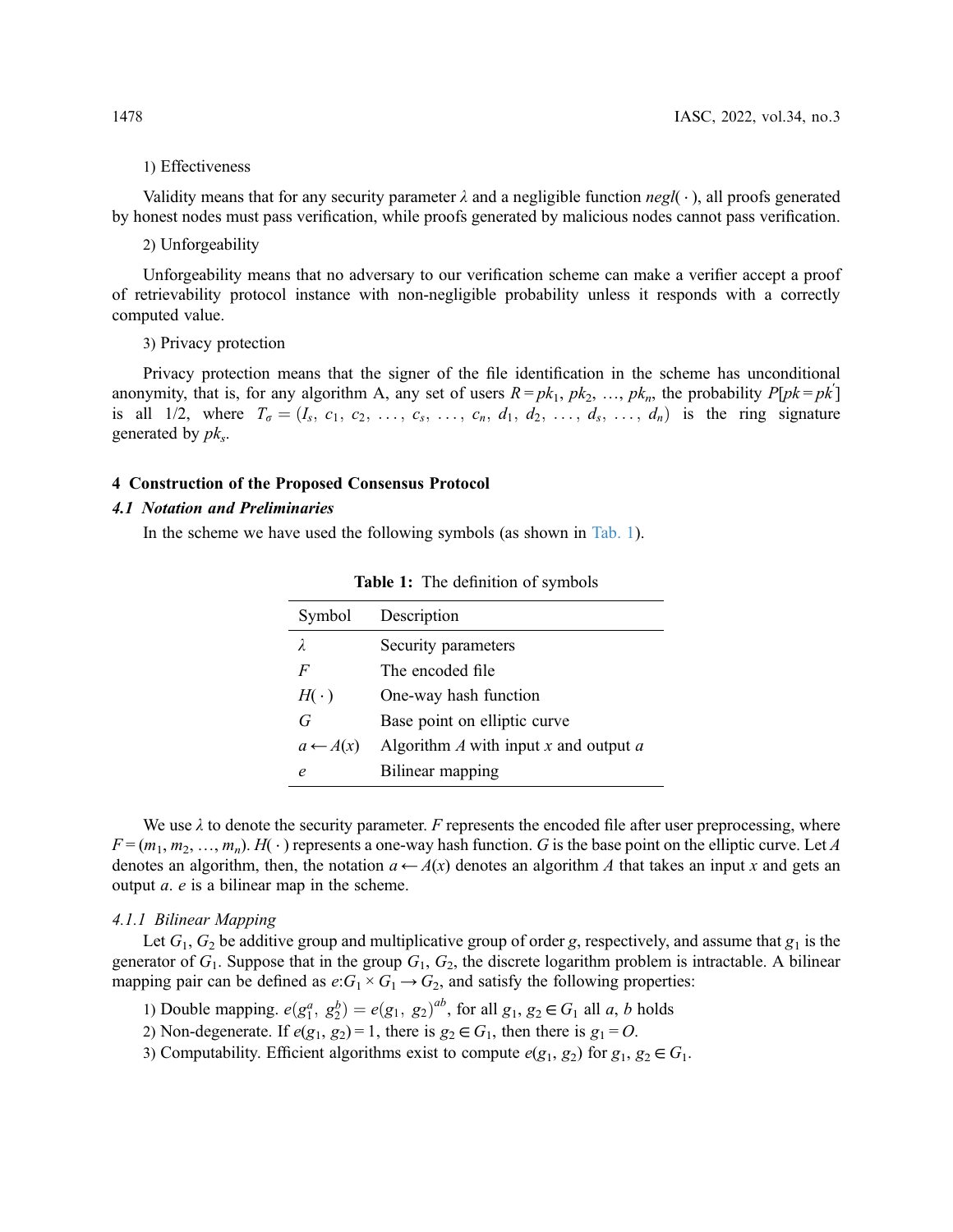1) Effectiveness

Validity means that for any security parameter $\lambda$ and a negligible function $negl(\cdot)$, all proofs generated by honest nodes must pass verification, while proofs generated by malicious nodes cannot pass verification.

2) Unforgeability

Unforgeability means that no adversary to our verification scheme can make a verifier accept a proof of retrievability protocol instance with non-negligible probability unless it responds with a correctly computed value.

3) Privacy protection

Privacy protection means that the signer of the file identification in the scheme has unconditional anonymity, that is, for any algorithm A, any set of users $R = pk_1, pk_2, \ldots, pk_n$, the probability $P[pk = pk']$ is all 1/2, where $T_\sigma = (I_s, c_1, c_2, \ldots, c_s, \ldots, c_n, d_1, d_2, \ldots, d_s, \ldots, d_n)$ is the ring signature generated by $pk_s$.

## 4 Construction of the Proposed Consensus Protocol

### 4.1 Notation and Preliminaries

In the scheme we have used the following symbols (as shown in Tab. 1).

**Table 1:** The definition of symbols

| Symbol | Description |
|---|---|
| $\lambda$ | Security parameters |
| $F$ | The encoded file |
| $H(\cdot)$ | One-way hash function |
| $G$ | Base point on elliptic curve |
| $a \leftarrow A(x)$ | Algorithm $A$ with input $x$ and output $a$ |
| $e$ | Bilinear mapping |

We use $\lambda$ to denote the security parameter. $F$ represents the encoded file after user preprocessing, where $F = (m_1, m_2, \ldots, m_n)$. $H(\cdot)$ represents a one-way hash function. $G$ is the base point on the elliptic curve. Let $A$ denotes an algorithm, then, the notation $a \leftarrow A(x)$ denotes an algorithm $A$ that takes an input $x$ and gets an output $a$. $e$ is a bilinear map in the scheme.

#### 4.1.1 Bilinear Mapping

Let $G_1$, $G_2$ be additive group and multiplicative group of order $g$, respectively, and assume that $g_1$ is the generator of $G_1$. Suppose that in the group $G_1$, $G_2$, the discrete logarithm problem is intractable. A bilinear mapping pair can be defined as $e: G_1 \times G_1 \rightarrow G_2$, and satisfy the following properties:

1) Double mapping. $e(g_1^a, g_2^b) = e(g_1, g_2)^{ab}$, for all $g_1, g_2 \in G_1$ all $a$, $b$ holds

2) Non-degenerate. If $e(g_1, g_2) = 1$, there is $g_2 \in G_1$, then there is $g_1 = O$.

3) Computability. Efficient algorithms exist to compute $e(g_1, g_2)$ for $g_1, g_2 \in G_1$.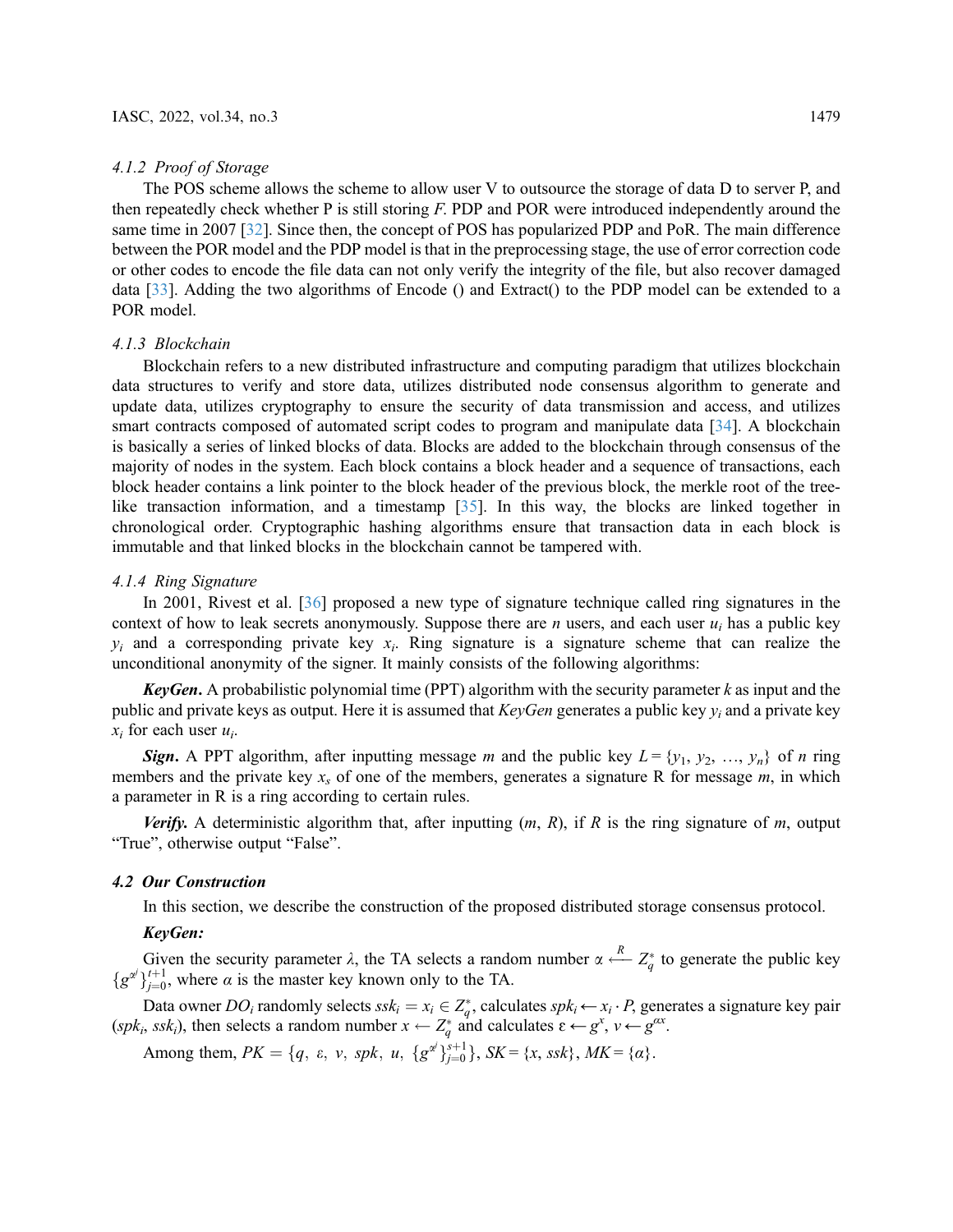#### 4.1.2 Proof of Storage

The POS scheme allows the scheme to allow user V to outsource the storage of data D to server P, and then repeatedly check whether P is still storing *F*. PDP and POR were introduced independently around the same time in 2007 [32]. Since then, the concept of POS has popularized PDP and PoR. The main difference between the POR model and the PDP model is that in the preprocessing stage, the use of error correction code or other codes to encode the file data can not only verify the integrity of the file, but also recover damaged data [33]. Adding the two algorithms of Encode () and Extract() to the PDP model can be extended to a POR model.

#### 4.1.3 Blockchain

Blockchain refers to a new distributed infrastructure and computing paradigm that utilizes blockchain data structures to verify and store data, utilizes distributed node consensus algorithm to generate and update data, utilizes cryptography to ensure the security of data transmission and access, and utilizes smart contracts composed of automated script codes to program and manipulate data [34]. A blockchain is basically a series of linked blocks of data. Blocks are added to the blockchain through consensus of the majority of nodes in the system. Each block contains a block header and a sequence of transactions, each block header contains a link pointer to the block header of the previous block, the merkle root of the tree-like transaction information, and a timestamp [35]. In this way, the blocks are linked together in chronological order. Cryptographic hashing algorithms ensure that transaction data in each block is immutable and that linked blocks in the blockchain cannot be tampered with.

#### 4.1.4 Ring Signature

In 2001, Rivest et al. [36] proposed a new type of signature technique called ring signatures in the context of how to leak secrets anonymously. Suppose there are $n$ users, and each user $u_i$ has a public key $y_i$ and a corresponding private key $x_i$. Ring signature is a signature scheme that can realize the unconditional anonymity of the signer. It mainly consists of the following algorithms:

***KeyGen*.** A probabilistic polynomial time (PPT) algorithm with the security parameter $k$ as input and the public and private keys as output. Here it is assumed that *KeyGen* generates a public key $y_i$ and a private key $x_i$ for each user $u_i$.

***Sign*.** A PPT algorithm, after inputting message $m$ and the public key $L = \{y_1, y_2, \ldots, y_n\}$ of $n$ ring members and the private key $x_s$ of one of the members, generates a signature R for message $m$, in which a parameter in R is a ring according to certain rules.

***Verify*.** A deterministic algorithm that, after inputting $(m, R)$, if $R$ is the ring signature of $m$, output "True", otherwise output "False".

### 4.2 Our Construction

In this section, we describe the construction of the proposed distributed storage consensus protocol.

***KeyGen:***

Given the security parameter $\lambda$, the TA selects a random number $\alpha \xleftarrow{R} Z_q^*$ to generate the public key $\{g^{\alpha^j}\}_{j=0}^{t+1}$, where $\alpha$ is the master key known only to the TA.

Data owner $DO_i$ randomly selects $ssk_i = x_i \in Z_q^*$, calculates $spk_i \leftarrow x_i \cdot P$, generates a signature key pair $(spk_i, ssk_i)$, then selects a random number $x \leftarrow Z_q^*$ and calculates $\varepsilon \leftarrow g^x$, $v \leftarrow g^{\alpha x}$.

Among them, $PK = \{q,\ \varepsilon,\ v,\ spk,\ u,\ \{g^{\alpha^j}\}_{j=0}^{s+1}\}$, $SK = \{x, ssk\}$, $MK = \{\alpha\}$.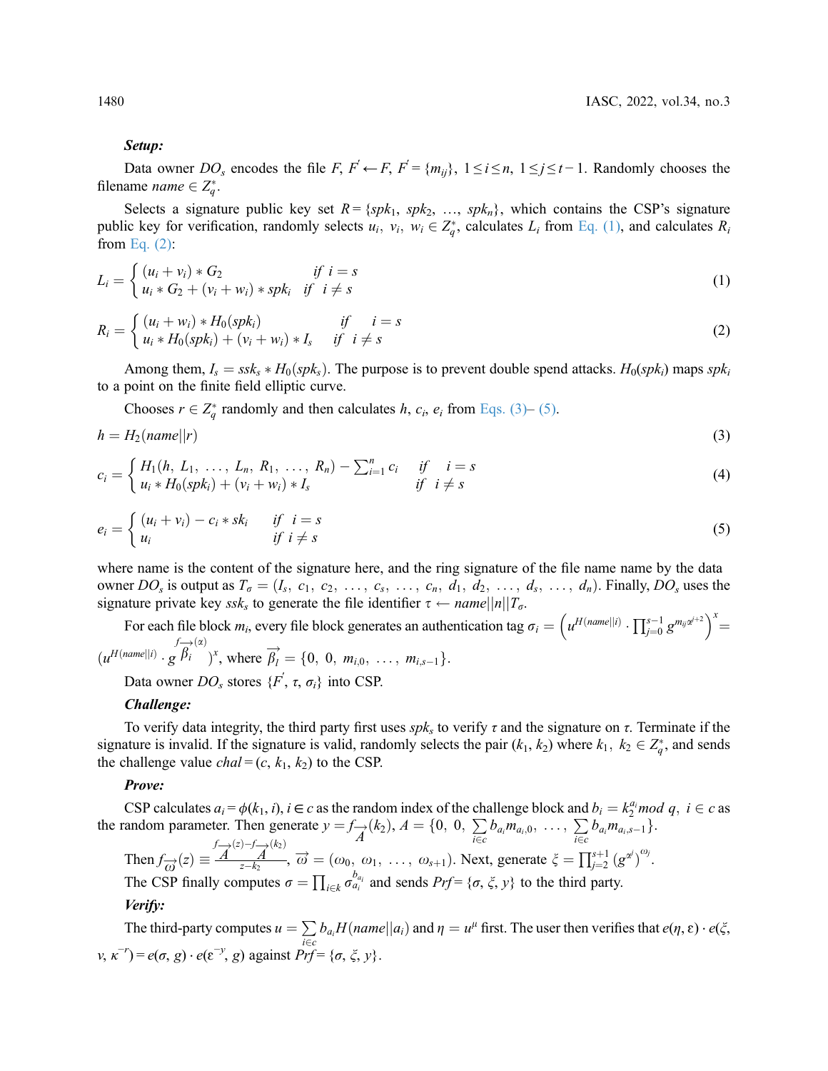***Setup:***

Data owner $DO_s$ encodes the file $F$, $F^{'} \leftarrow F$, $F^{'} = \{m_{ij}\}$, $1 \leq i \leq n$, $1 \leq j \leq t-1$. Randomly chooses the filename $name \in Z_q^*$.

Selects a signature public key set $R = \{spk_1, spk_2, \ldots, spk_n\}$, which contains the CSP's signature public key for verification, randomly selects $u_i, v_i, w_i \in Z_q^*$, calculates $L_i$ from Eq. (1), and calculates $R_i$ from Eq. (2):

$$L_i = \begin{cases} (u_i + v_i) * G_2 & if \;\; i = s \\ u_i * G_2 + (v_i + w_i) * spk_i & if \;\; i \neq s \end{cases} \tag{1}$$

$$R_i = \begin{cases} (u_i + w_i) * H_0(spk_i) & if \quad i = s \\ u_i * H_0(spk_i) + (v_i + w_i) * I_s & if \;\; i \neq s \end{cases} \tag{2}$$

Among them, $I_s = ssk_s * H_0(spk_s)$. The purpose is to prevent double spend attacks. $H_0(spk_i)$ maps $spk_i$ to a point on the finite field elliptic curve.

Chooses $r \in Z_q^*$ randomly and then calculates $h$, $c_i$, $e_i$ from Eqs. (3)– (5).

$$h = H_2(name||r) \tag{3}$$

$$c_i = \begin{cases} H_1(h, L_1, \ldots, L_n, R_1, \ldots, R_n) - \sum_{i=1}^{n} c_i & if \quad i = s \\ u_i * H_0(spk_i) + (v_i + w_i) * I_s & if \;\; i \neq s \end{cases} \tag{4}$$

$$e_i = \begin{cases} (u_i + v_i) - c_i * sk_i & if \;\; i = s \\ u_i & if \; i \neq s \end{cases} \tag{5}$$

where name is the content of the signature here, and the ring signature of the file name name by the data owner $DO_s$ is output as $T_\sigma = (I_s, c_1, c_2, \ldots, c_s, \ldots, c_n, d_1, d_2, \ldots, d_s, \ldots, d_n)$. Finally, $DO_s$ uses the signature private key $ssk_s$ to generate the file identifier $\tau \leftarrow name||n||T_\sigma$.

For each file block $m_i$, every file block generates an authentication tag $\sigma_i = \left(u^{H(name||i)} \cdot \prod_{j=0}^{s-1} g^{m_{ij}\alpha^{j+2}}\right)^x = (u^{H(name||i)} \cdot g^{f_{\overrightarrow{\beta_i}}(\alpha)})^x$, where $\overrightarrow{\beta_I} = \{0, 0, m_{i,0}, \ldots, m_{i,s-1}\}$.

Data owner $DO_s$ stores $\{F^{'}, \tau, \sigma_i\}$ into CSP.

***Challenge:***

To verify data integrity, the third party first uses $spk_s$ to verify $\tau$ and the signature on $\tau$. Terminate if the signature is invalid. If the signature is valid, randomly selects the pair $(k_1, k_2)$ where $k_1, k_2 \in Z_q^*$, and sends the challenge value $chal = (c, k_1, k_2)$ to the CSP.

***Prove:***

CSP calculates $a_i = \phi(k_1, i), i \in c$ as the random index of the challenge block and $b_i = k_2^{a_i} mod \; q, \; i \in c$ as the random parameter. Then generate $y = f_{\overrightarrow{A}}(k_2)$, $A = \{0, 0, \sum_{i \in c} b_{a_i} m_{a_i,0}, \ldots, \sum_{i \in c} b_{a_i} m_{a_i,s-1}\}$.

Then $f_{\overrightarrow{\omega}}(z) \equiv \frac{f_{\overrightarrow{A}}(z) - f_{\overrightarrow{A}}(k_2)}{z - k_2}$, $\overrightarrow{\omega} = (\omega_0, \omega_1, \ldots, \omega_{s+1})$. Next, generate $\xi = \prod_{j=2}^{s+1} (g^{\alpha^j})^{\omega_j}$.

The CSP finally computes $\sigma = \prod_{i \in k} \sigma_{a_i}^{b_{a_i}}$ and sends $Prf = \{\sigma, \xi, y\}$ to the third party.

***Verify:***

The third-party computes $u = \sum_{i \in c} b_{a_i} H(name||a_i)$ and $\eta = u^\mu$ first. The user then verifies that $e(\eta, \varepsilon) \cdot e(\xi, v, \kappa^{-r}) = e(\sigma, g) \cdot e(\varepsilon^{-y}, g)$ against $Prf = \{\sigma, \xi, y\}$.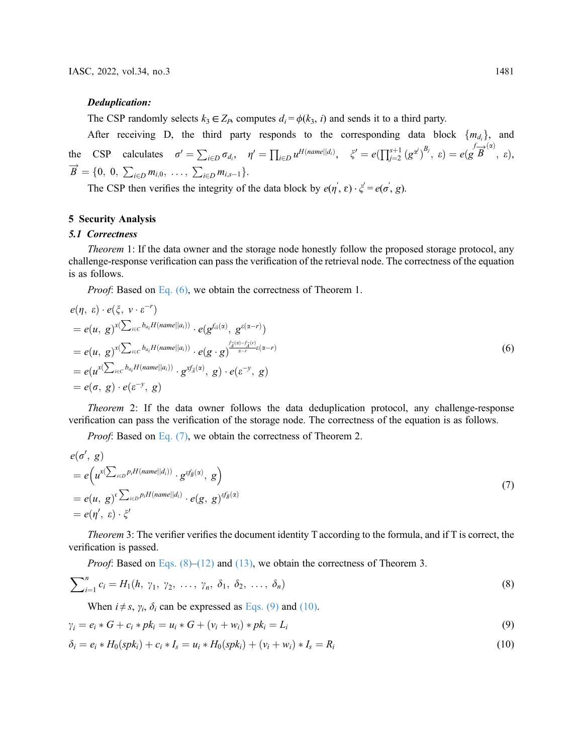***Deduplication:***

The CSP randomly selects $k_3 \in Z_P$, computes $d_i = \phi(k_3, i)$ and sends it to a third party.

After receiving D, the third party responds to the corresponding data block $\{m_{d_i}\}$, and the CSP calculates $\sigma' = \sum_{i \in D} \sigma_{d_i}$, $\eta' = \prod_{i \in D} u^{H(name||d_i)}$, $\xi' = e(\prod_{j=2}^{s+1} (g^{\alpha^j})^{B_j}, \varepsilon) = e(g^{f_{\overrightarrow{B}}(\alpha)}, \varepsilon)$, $\overrightarrow{B} = \{0, 0, \sum_{i \in D} m_{i,0}, \ldots, \sum_{i \in D} m_{i,s-1}\}$.

The CSP then verifies the integrity of the data block by $e(\eta', \varepsilon) \cdot \xi' = e(\sigma', g)$.

## 5 Security Analysis

### 5.1 Correctness

*Theorem* 1: If the data owner and the storage node honestly follow the proposed storage protocol, any challenge-response verification can pass the verification of the retrieval node. The correctness of the equation is as follows.

*Proof*: Based on Eq. (6), we obtain the correctness of Theorem 1.

$$
\begin{aligned}
& e(\eta, \varepsilon) \cdot e(\xi, v \cdot \varepsilon^{-r}) \\
& = e(u, g)^{x(\sum_{i \in C} b_{a_i} H(name||a_i))} \cdot e(g^{f_{\vec{\omega}}(\alpha)}, g^{\varepsilon(\alpha - r)}) \\
& = e(u, g)^{x(\sum_{i \in C} b_{a_i} H(name||a_i))} \cdot e(g \cdot g)^{\frac{f_{\vec{A}}(\alpha) - f_{\vec{A}}(r)}{\alpha - r} \varepsilon(\alpha - r)} \\
& = e(u^{x(\sum_{i \in C} b_{a_i} H(name||a_i))} \cdot g^{x f_{\vec{A}}(\alpha)}, g) \cdot e(\varepsilon^{-y}, g) \\
& = e(\sigma, g) \cdot e(\varepsilon^{-y}, g)
\end{aligned}
\tag{6}
$$

*Theorem* 2: If the data owner follows the data deduplication protocol, any challenge-response verification can pass the verification of the storage node. The correctness of the equation is as follows.

*Proof*: Based on Eq. (7), we obtain the correctness of Theorem 2.

$$
\begin{aligned}
& e(\sigma', g) \\
& = e\left(u^{x(\sum_{i \in D} p_i H(name||d_i))} \cdot g^{\varepsilon f_{\vec{B}}(\alpha)}, g\right) \\
& = e(u, g)^{\epsilon \sum_{i \in D} p_i H(name||d_i)} \cdot e(g, g)^{\varepsilon f_{\vec{B}}(\alpha)} \\
& = e(\eta', \varepsilon) \cdot \xi'
\end{aligned}
\tag{7}
$$

*Theorem* 3: The verifier verifies the document identity T according to the formula, and if T is correct, the verification is passed.

*Proof*: Based on Eqs. (8)–(12) and (13), we obtain the correctness of Theorem 3.

$$
\sum_{i=1}^{n} c_i = H_1(h, \gamma_1, \gamma_2, \ldots, \gamma_n, \delta_1, \delta_2, \ldots, \delta_n) \tag{8}
$$

When $i \neq s$, $\gamma_i$, $\delta_i$ can be expressed as Eqs. (9) and (10).

$$
\gamma_i = e_i * G + c_i * pk_i = u_i * G + (v_i + w_i) * pk_i = L_i \tag{9}
$$

$$
\delta_i = e_i * H_0(spk_i) + c_i * I_s = u_i * H_0(spk_i) + (v_i + w_i) * I_s = R_i \tag{10}
$$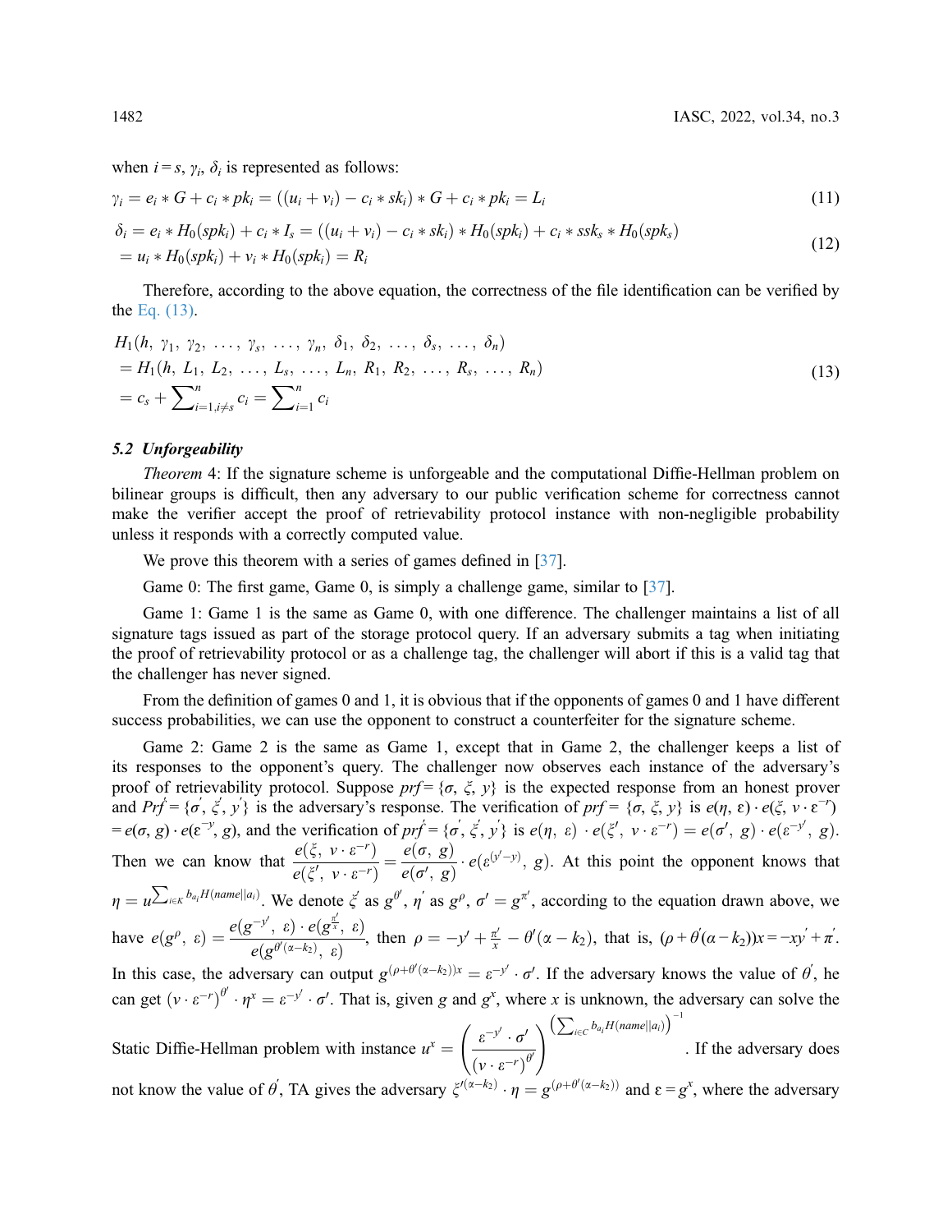when $i = s$, $\gamma_i$, $\delta_i$ is represented as follows:

$$\gamma_i = e_i * G + c_i * pk_i = ((u_i + v_i) - c_i * sk_i) * G + c_i * pk_i = L_i \tag{11}$$

$$\begin{aligned}\delta_i &= e_i * H_0(spk_i) + c_i * I_s = ((u_i + v_i) - c_i * sk_i) * H_0(spk_i) + c_i * ssk_s * H_0(spk_s)\\ &= u_i * H_0(spk_i) + v_i * H_0(spk_i) = R_i\end{aligned} \tag{12}$$

Therefore, according to the above equation, the correctness of the file identification can be verified by the Eq. (13).

$$\begin{aligned}&H_1(h,\ \gamma_1,\ \gamma_2,\ \ldots,\ \gamma_s,\ \ldots,\ \gamma_n,\ \delta_1,\ \delta_2,\ \ldots,\ \delta_s,\ \ldots,\ \delta_n)\\ &= H_1(h,\ L_1,\ L_2,\ \ldots,\ L_s,\ \ldots,\ L_n,\ R_1,\ R_2,\ \ldots,\ R_s,\ \ldots,\ R_n)\\ &= c_s + \sum\nolimits_{i=1, i\neq s}^{n} c_i = \sum\nolimits_{i=1}^{n} c_i\end{aligned} \tag{13}$$

### 5.2 Unforgeability

*Theorem* 4: If the signature scheme is unforgeable and the computational Diffie-Hellman problem on bilinear groups is difficult, then any adversary to our public verification scheme for correctness cannot make the verifier accept the proof of retrievability protocol instance with non-negligible probability unless it responds with a correctly computed value.

We prove this theorem with a series of games defined in [37].

Game 0: The first game, Game 0, is simply a challenge game, similar to [37].

Game 1: Game 1 is the same as Game 0, with one difference. The challenger maintains a list of all signature tags issued as part of the storage protocol query. If an adversary submits a tag when initiating the proof of retrievability protocol or as a challenge tag, the challenger will abort if this is a valid tag that the challenger has never signed.

From the definition of games 0 and 1, it is obvious that if the opponents of games 0 and 1 have different success probabilities, we can use the opponent to construct a counterfeiter for the signature scheme.

Game 2: Game 2 is the same as Game 1, except that in Game 2, the challenger keeps a list of its responses to the opponent's query. The challenger now observes each instance of the adversary's proof of retrievability protocol. Suppose $prf = \{\sigma, \xi, y\}$ is the expected response from an honest prover and $Prf' = \{\sigma', \xi', y'\}$ is the adversary's response. The verification of $prf = \{\sigma, \xi, y\}$ is $e(\eta, \varepsilon) \cdot e(\xi, v \cdot \varepsilon^{-r}) = e(\sigma, g) \cdot e(\varepsilon^{-y}, g)$, and the verification of $prf' = \{\sigma', \xi', y'\}$ is $e(\eta, \varepsilon) \cdot e(\xi', v \cdot \varepsilon^{-r}) = e(\sigma', g) \cdot e(\varepsilon^{-y'}, g)$. Then we can know that $\dfrac{e(\xi,\ v \cdot \varepsilon^{-r})}{e(\xi',\ v \cdot \varepsilon^{-r})} = \dfrac{e(\sigma,\ g)}{e(\sigma',\ g)} \cdot e(\varepsilon^{(y'-y)},\ g)$. At this point the opponent knows that $\eta = u^{\sum_{i \in K} b_{a_i} H(name||a_i)}$. We denote $\xi'$ as $g^{\theta'}$, $\eta'$ as $g^{\rho}$, $\sigma' = g^{\pi'}$, according to the equation drawn above, we have $e(g^{\rho},\ \varepsilon) = \dfrac{e(g^{-y'},\ \varepsilon) \cdot e(g^{\frac{\pi'}{x}},\ \varepsilon)}{e(g^{\theta'(\alpha - k_2)},\ \varepsilon)}$, then $\rho = -y' + \frac{\pi'}{x} - \theta'(\alpha - k_2)$, that is, $(\rho + \theta'(\alpha - k_2))x = -xy' + \pi'$. In this case, the adversary can output $g^{(\rho + \theta'(\alpha - k_2))x} = \varepsilon^{-y'} \cdot \sigma'$. If the adversary knows the value of $\theta'$, he can get $(v \cdot \varepsilon^{-r})^{\theta'} \cdot \eta^x = \varepsilon^{-y'} \cdot \sigma'$. That is, given $g$ and $g^x$, where $x$ is unknown, the adversary can solve the Static Diffie-Hellman problem with instance $u^x = \left(\dfrac{\varepsilon^{-y'} \cdot \sigma'}{(v \cdot \varepsilon^{-r})^{\theta'}}\right)^{\left(\sum_{i \in C} b_{a_i} H(name||a_i)\right)^{-1}}$. If the adversary does not know the value of $\theta'$, TA gives the adversary $\xi'^{(\alpha - k_2)} \cdot \eta = g^{(\rho + \theta'(\alpha - k_2))}$ and $\varepsilon = g^x$, where the adversary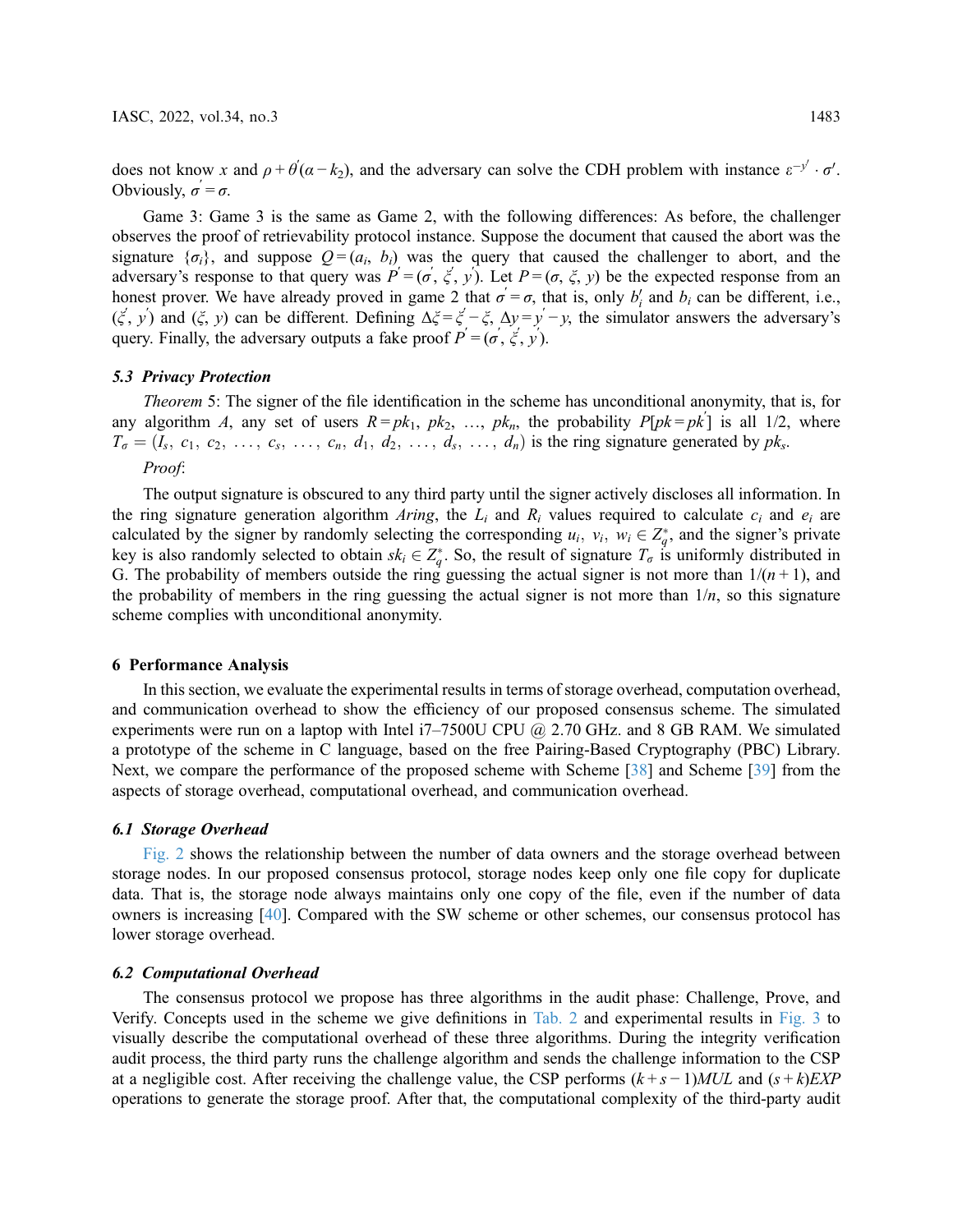does not know $x$ and $\rho + \theta'(\alpha - k_2)$, and the adversary can solve the CDH problem with instance $\varepsilon^{-y'} \cdot \sigma'$. Obviously, $\sigma' = \sigma$.

Game 3: Game 3 is the same as Game 2, with the following differences: As before, the challenger observes the proof of retrievability protocol instance. Suppose the document that caused the abort was the signature $\{\sigma_i\}$, and suppose $Q = (a_i, b_i)$ was the query that caused the challenger to abort, and the adversary's response to that query was $P' = (\sigma', \xi', y')$. Let $P = (\sigma, \xi, y)$ be the expected response from an honest prover. We have already proved in game 2 that $\sigma' = \sigma$, that is, only $b_i'$ and $b_i$ can be different, i.e., $(\xi', y')$ and $(\xi, y)$ can be different. Defining $\Delta\xi = \xi' - \xi$, $\Delta y = y' - y$, the simulator answers the adversary's query. Finally, the adversary outputs a fake proof $P' = (\sigma', \xi', y')$.

### 5.3 Privacy Protection

*Theorem* 5: The signer of the file identification in the scheme has unconditional anonymity, that is, for any algorithm $A$, any set of users $R = pk_1, pk_2, \ldots, pk_n$, the probability $P[pk = pk']$ is all 1/2, where $T_\sigma = (I_s, c_1, c_2, \ldots, c_s, \ldots, c_n, d_1, d_2, \ldots, d_s, \ldots, d_n)$ is the ring signature generated by $pk_s$.

*Proof*:

The output signature is obscured to any third party until the signer actively discloses all information. In the ring signature generation algorithm *Aring*, the $L_i$ and $R_i$ values required to calculate $c_i$ and $e_i$ are calculated by the signer by randomly selecting the corresponding $u_i, v_i, w_i \in Z_q^*$, and the signer's private key is also randomly selected to obtain $sk_i \in Z_q^*$. So, the result of signature $T_\sigma$ is uniformly distributed in G. The probability of members outside the ring guessing the actual signer is not more than $1/(n+1)$, and the probability of members in the ring guessing the actual signer is not more than $1/n$, so this signature scheme complies with unconditional anonymity.

## 6 Performance Analysis

In this section, we evaluate the experimental results in terms of storage overhead, computation overhead, and communication overhead to show the efficiency of our proposed consensus scheme. The simulated experiments were run on a laptop with Intel i7–7500U CPU @ 2.70 GHz. and 8 GB RAM. We simulated a prototype of the scheme in C language, based on the free Pairing-Based Cryptography (PBC) Library. Next, we compare the performance of the proposed scheme with Scheme [38] and Scheme [39] from the aspects of storage overhead, computational overhead, and communication overhead.

### 6.1 Storage Overhead

Fig. 2 shows the relationship between the number of data owners and the storage overhead between storage nodes. In our proposed consensus protocol, storage nodes keep only one file copy for duplicate data. That is, the storage node always maintains only one copy of the file, even if the number of data owners is increasing [40]. Compared with the SW scheme or other schemes, our consensus protocol has lower storage overhead.

### 6.2 Computational Overhead

The consensus protocol we propose has three algorithms in the audit phase: Challenge, Prove, and Verify. Concepts used in the scheme we give definitions in Tab. 2 and experimental results in Fig. 3 to visually describe the computational overhead of these three algorithms. During the integrity verification audit process, the third party runs the challenge algorithm and sends the challenge information to the CSP at a negligible cost. After receiving the challenge value, the CSP performs $(k + s - 1)MUL$ and $(s + k)EXP$ operations to generate the storage proof. After that, the computational complexity of the third-party audit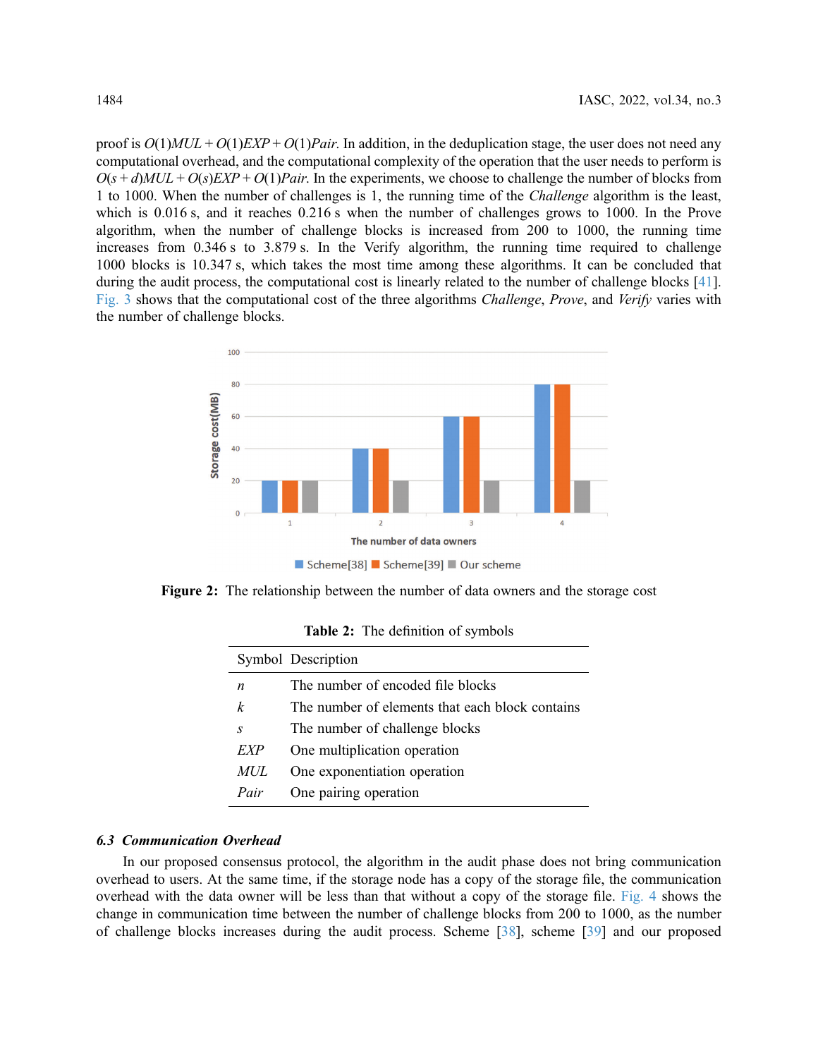proof is $O(1)MUL + O(1)EXP + O(1)Pair$. In addition, in the deduplication stage, the user does not need any computational overhead, and the computational complexity of the operation that the user needs to perform is $O(s + d)MUL + O(s)EXP + O(1)Pair$. In the experiments, we choose to challenge the number of blocks from 1 to 1000. When the number of challenges is 1, the running time of the *Challenge* algorithm is the least, which is 0.016 s, and it reaches 0.216 s when the number of challenges grows to 1000. In the Prove algorithm, when the number of challenge blocks is increased from 200 to 1000, the running time increases from 0.346 s to 3.879 s. In the Verify algorithm, the running time required to challenge 1000 blocks is 10.347 s, which takes the most time among these algorithms. It can be concluded that during the audit process, the computational cost is linearly related to the number of challenge blocks [41]. Fig. 3 shows that the computational cost of the three algorithms *Challenge*, *Prove*, and *Verify* varies with the number of challenge blocks.

**Figure 2:** The relationship between the number of data owners and the storage cost

**Table 2:** The definition of symbols

| Symbol | Description |
|---|---|
| $n$ | The number of encoded file blocks |
| $k$ | The number of elements that each block contains |
| $s$ | The number of challenge blocks |
| $EXP$ | One multiplication operation |
| $MUL$ | One exponentiation operation |
| $Pair$ | One pairing operation |

### 6.3 Communication Overhead

In our proposed consensus protocol, the algorithm in the audit phase does not bring communication overhead to users. At the same time, if the storage node has a copy of the storage file, the communication overhead with the data owner will be less than that without a copy of the storage file. Fig. 4 shows the change in communication time between the number of challenge blocks from 200 to 1000, as the number of challenge blocks increases during the audit process. Scheme [38], scheme [39] and our proposed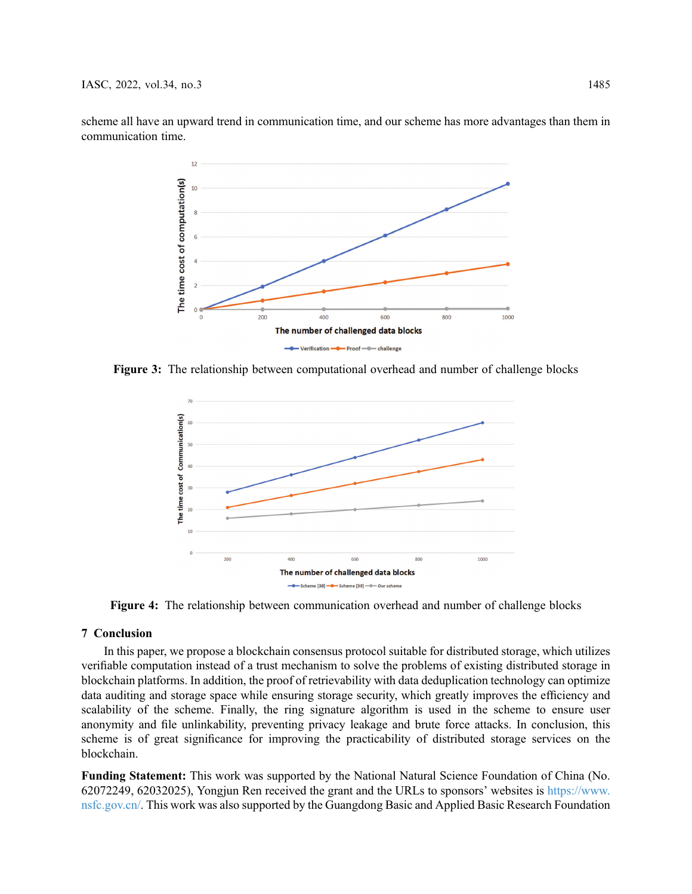scheme all have an upward trend in communication time, and our scheme has more advantages than them in communication time.

Figure 3: The relationship between computational overhead and number of challenge blocks

Figure 4: The relationship between communication overhead and number of challenge blocks

## 7 Conclusion

In this paper, we propose a blockchain consensus protocol suitable for distributed storage, which utilizes verifiable computation instead of a trust mechanism to solve the problems of existing distributed storage in blockchain platforms. In addition, the proof of retrievability with data deduplication technology can optimize data auditing and storage space while ensuring storage security, which greatly improves the efficiency and scalability of the scheme. Finally, the ring signature algorithm is used in the scheme to ensure user anonymity and file unlinkability, preventing privacy leakage and brute force attacks. In conclusion, this scheme is of great significance for improving the practicability of distributed storage services on the blockchain.

**Funding Statement:** This work was supported by the National Natural Science Foundation of China (No. 62072249, 62032025), Yongjun Ren received the grant and the URLs to sponsors' websites is https://www.nsfc.gov.cn/. This work was also supported by the Guangdong Basic and Applied Basic Research Foundation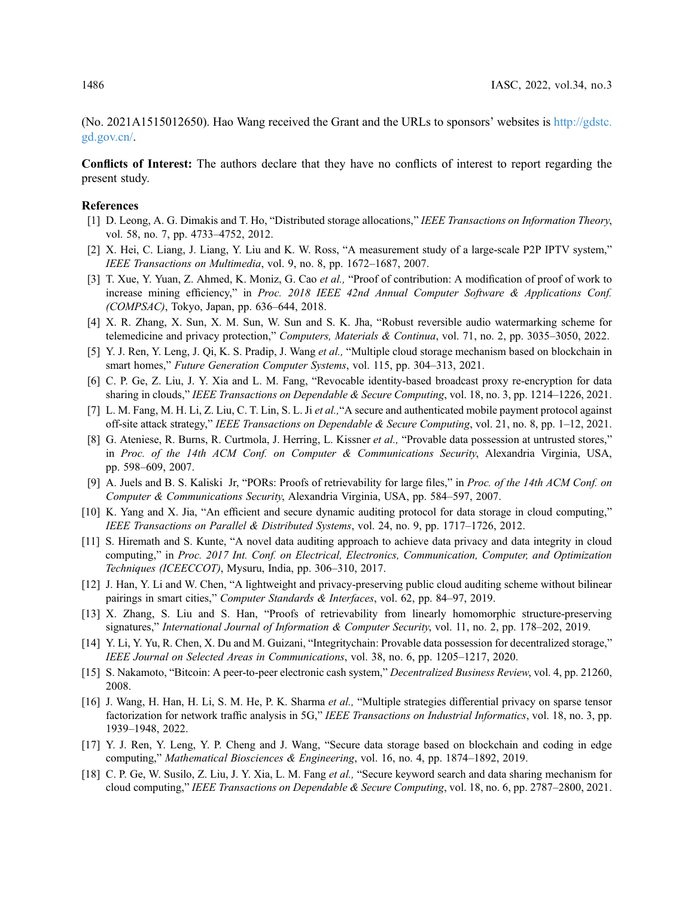(No. 2021A1515012650). Hao Wang received the Grant and the URLs to sponsors' websites is http://gdstc.gd.gov.cn/.

**Conflicts of Interest:** The authors declare that they have no conflicts of interest to report regarding the present study.

## References

[1] D. Leong, A. G. Dimakis and T. Ho, "Distributed storage allocations," *IEEE Transactions on Information Theory*, vol. 58, no. 7, pp. 4733–4752, 2012.

[2] X. Hei, C. Liang, J. Liang, Y. Liu and K. W. Ross, "A measurement study of a large-scale P2P IPTV system," *IEEE Transactions on Multimedia*, vol. 9, no. 8, pp. 1672–1687, 2007.

[3] T. Xue, Y. Yuan, Z. Ahmed, K. Moniz, G. Cao *et al.,* "Proof of contribution: A modification of proof of work to increase mining efficiency," in *Proc. 2018 IEEE 42nd Annual Computer Software & Applications Conf. (COMPSAC)*, Tokyo, Japan, pp. 636–644, 2018.

[4] X. R. Zhang, X. Sun, X. M. Sun, W. Sun and S. K. Jha, "Robust reversible audio watermarking scheme for telemedicine and privacy protection," *Computers, Materials & Continua*, vol. 71, no. 2, pp. 3035–3050, 2022.

[5] Y. J. Ren, Y. Leng, J. Qi, K. S. Pradip, J. Wang *et al.,* "Multiple cloud storage mechanism based on blockchain in smart homes," *Future Generation Computer Systems*, vol. 115, pp. 304–313, 2021.

[6] C. P. Ge, Z. Liu, J. Y. Xia and L. M. Fang, "Revocable identity-based broadcast proxy re-encryption for data sharing in clouds," *IEEE Transactions on Dependable & Secure Computing*, vol. 18, no. 3, pp. 1214–1226, 2021.

[7] L. M. Fang, M. H. Li, Z. Liu, C. T. Lin, S. L. Ji *et al.,*"A secure and authenticated mobile payment protocol against off-site attack strategy," *IEEE Transactions on Dependable & Secure Computing*, vol. 21, no. 8, pp. 1–12, 2021.

[8] G. Ateniese, R. Burns, R. Curtmola, J. Herring, L. Kissner *et al.,* "Provable data possession at untrusted stores," in *Proc. of the 14th ACM Conf. on Computer & Communications Security*, Alexandria Virginia, USA, pp. 598–609, 2007.

[9] A. Juels and B. S. Kaliski Jr, "PORs: Proofs of retrievability for large files," in *Proc. of the 14th ACM Conf. on Computer & Communications Security*, Alexandria Virginia, USA, pp. 584–597, 2007.

[10] K. Yang and X. Jia, "An efficient and secure dynamic auditing protocol for data storage in cloud computing," *IEEE Transactions on Parallel & Distributed Systems*, vol. 24, no. 9, pp. 1717–1726, 2012.

[11] S. Hiremath and S. Kunte, "A novel data auditing approach to achieve data privacy and data integrity in cloud computing," in *Proc. 2017 Int. Conf. on Electrical, Electronics, Communication, Computer, and Optimization Techniques (ICEECCOT)*, Mysuru, India, pp. 306–310, 2017.

[12] J. Han, Y. Li and W. Chen, "A lightweight and privacy-preserving public cloud auditing scheme without bilinear pairings in smart cities," *Computer Standards & Interfaces*, vol. 62, pp. 84–97, 2019.

[13] X. Zhang, S. Liu and S. Han, "Proofs of retrievability from linearly homomorphic structure-preserving signatures," *International Journal of Information & Computer Security*, vol. 11, no. 2, pp. 178–202, 2019.

[14] Y. Li, Y. Yu, R. Chen, X. Du and M. Guizani, "Integritychain: Provable data possession for decentralized storage," *IEEE Journal on Selected Areas in Communications*, vol. 38, no. 6, pp. 1205–1217, 2020.

[15] S. Nakamoto, "Bitcoin: A peer-to-peer electronic cash system," *Decentralized Business Review*, vol. 4, pp. 21260, 2008.

[16] J. Wang, H. Han, H. Li, S. M. He, P. K. Sharma *et al.,* "Multiple strategies differential privacy on sparse tensor factorization for network traffic analysis in 5G," *IEEE Transactions on Industrial Informatics*, vol. 18, no. 3, pp. 1939–1948, 2022.

[17] Y. J. Ren, Y. Leng, Y. P. Cheng and J. Wang, "Secure data storage based on blockchain and coding in edge computing," *Mathematical Biosciences & Engineering*, vol. 16, no. 4, pp. 1874–1892, 2019.

[18] C. P. Ge, W. Susilo, Z. Liu, J. Y. Xia, L. M. Fang *et al.,* "Secure keyword search and data sharing mechanism for cloud computing," *IEEE Transactions on Dependable & Secure Computing*, vol. 18, no. 6, pp. 2787–2800, 2021.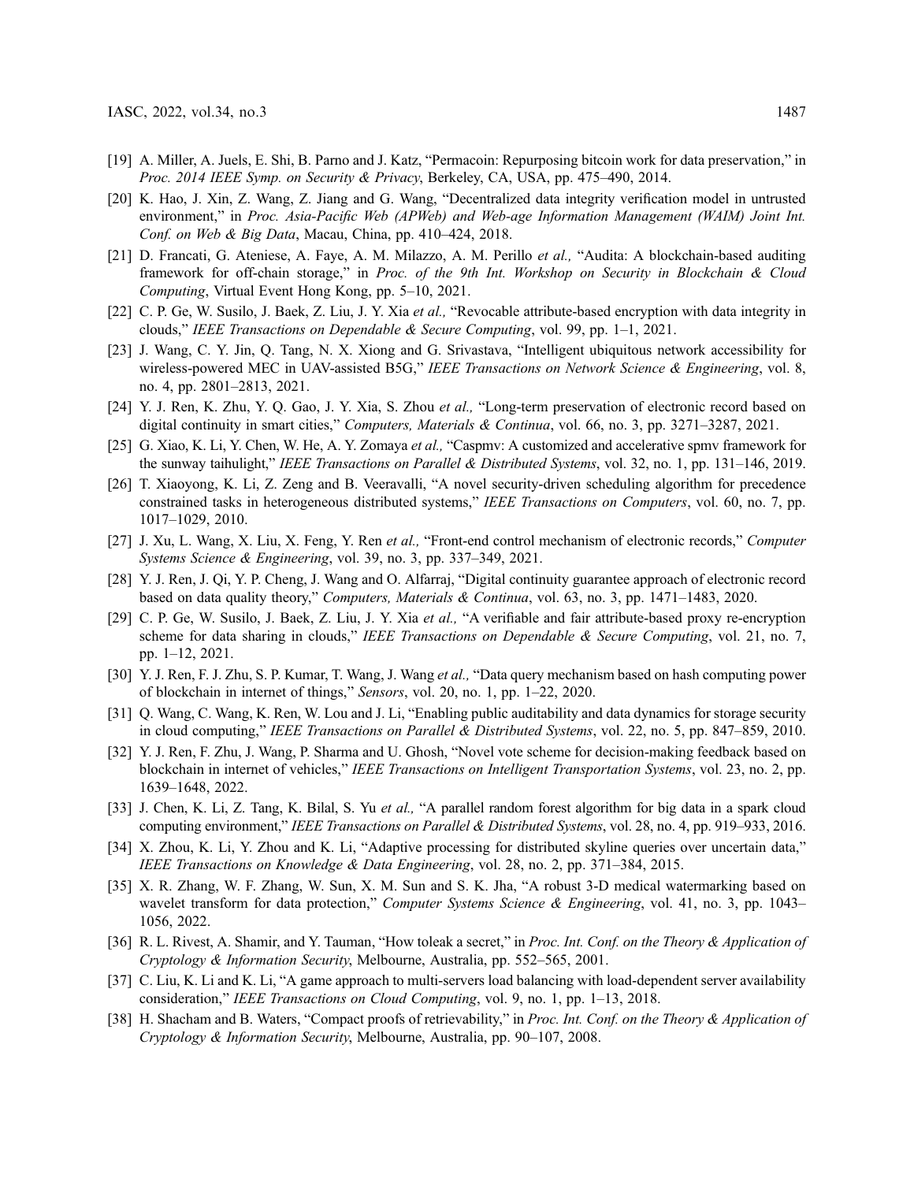[19] A. Miller, A. Juels, E. Shi, B. Parno and J. Katz, "Permacoin: Repurposing bitcoin work for data preservation," in *Proc. 2014 IEEE Symp. on Security & Privacy*, Berkeley, CA, USA, pp. 475–490, 2014.

[20] K. Hao, J. Xin, Z. Wang, Z. Jiang and G. Wang, "Decentralized data integrity verification model in untrusted environment," in *Proc. Asia-Pacific Web (APWeb) and Web-age Information Management (WAIM) Joint Int. Conf. on Web & Big Data*, Macau, China, pp. 410–424, 2018.

[21] D. Francati, G. Ateniese, A. Faye, A. M. Milazzo, A. M. Perillo *et al.,* "Audita: A blockchain-based auditing framework for off-chain storage," in *Proc. of the 9th Int. Workshop on Security in Blockchain & Cloud Computing*, Virtual Event Hong Kong, pp. 5–10, 2021.

[22] C. P. Ge, W. Susilo, J. Baek, Z. Liu, J. Y. Xia *et al.,* "Revocable attribute-based encryption with data integrity in clouds," *IEEE Transactions on Dependable & Secure Computing*, vol. 99, pp. 1–1, 2021.

[23] J. Wang, C. Y. Jin, Q. Tang, N. X. Xiong and G. Srivastava, "Intelligent ubiquitous network accessibility for wireless-powered MEC in UAV-assisted B5G," *IEEE Transactions on Network Science & Engineering*, vol. 8, no. 4, pp. 2801–2813, 2021.

[24] Y. J. Ren, K. Zhu, Y. Q. Gao, J. Y. Xia, S. Zhou *et al.,* "Long-term preservation of electronic record based on digital continuity in smart cities," *Computers, Materials & Continua*, vol. 66, no. 3, pp. 3271–3287, 2021.

[25] G. Xiao, K. Li, Y. Chen, W. He, A. Y. Zomaya *et al.,* "Caspmv: A customized and accelerative spmv framework for the sunway taihulight," *IEEE Transactions on Parallel & Distributed Systems*, vol. 32, no. 1, pp. 131–146, 2019.

[26] T. Xiaoyong, K. Li, Z. Zeng and B. Veeravalli, "A novel security-driven scheduling algorithm for precedence constrained tasks in heterogeneous distributed systems," *IEEE Transactions on Computers*, vol. 60, no. 7, pp. 1017–1029, 2010.

[27] J. Xu, L. Wang, X. Liu, X. Feng, Y. Ren *et al.,* "Front-end control mechanism of electronic records," *Computer Systems Science & Engineering*, vol. 39, no. 3, pp. 337–349, 2021.

[28] Y. J. Ren, J. Qi, Y. P. Cheng, J. Wang and O. Alfarraj, "Digital continuity guarantee approach of electronic record based on data quality theory," *Computers, Materials & Continua*, vol. 63, no. 3, pp. 1471–1483, 2020.

[29] C. P. Ge, W. Susilo, J. Baek, Z. Liu, J. Y. Xia *et al.,* "A verifiable and fair attribute-based proxy re-encryption scheme for data sharing in clouds," *IEEE Transactions on Dependable & Secure Computing*, vol. 21, no. 7, pp. 1–12, 2021.

[30] Y. J. Ren, F. J. Zhu, S. P. Kumar, T. Wang, J. Wang *et al.,* "Data query mechanism based on hash computing power of blockchain in internet of things," *Sensors*, vol. 20, no. 1, pp. 1–22, 2020.

[31] Q. Wang, C. Wang, K. Ren, W. Lou and J. Li, "Enabling public auditability and data dynamics for storage security in cloud computing," *IEEE Transactions on Parallel & Distributed Systems*, vol. 22, no. 5, pp. 847–859, 2010.

[32] Y. J. Ren, F. Zhu, J. Wang, P. Sharma and U. Ghosh, "Novel vote scheme for decision-making feedback based on blockchain in internet of vehicles," *IEEE Transactions on Intelligent Transportation Systems*, vol. 23, no. 2, pp. 1639–1648, 2022.

[33] J. Chen, K. Li, Z. Tang, K. Bilal, S. Yu *et al.,* "A parallel random forest algorithm for big data in a spark cloud computing environment," *IEEE Transactions on Parallel & Distributed Systems*, vol. 28, no. 4, pp. 919–933, 2016.

[34] X. Zhou, K. Li, Y. Zhou and K. Li, "Adaptive processing for distributed skyline queries over uncertain data," *IEEE Transactions on Knowledge & Data Engineering*, vol. 28, no. 2, pp. 371–384, 2015.

[35] X. R. Zhang, W. F. Zhang, W. Sun, X. M. Sun and S. K. Jha, "A robust 3-D medical watermarking based on wavelet transform for data protection," *Computer Systems Science & Engineering*, vol. 41, no. 3, pp. 1043–1056, 2022.

[36] R. L. Rivest, A. Shamir, and Y. Tauman, "How toleak a secret," in *Proc. Int. Conf. on the Theory & Application of Cryptology & Information Security*, Melbourne, Australia, pp. 552–565, 2001.

[37] C. Liu, K. Li and K. Li, "A game approach to multi-servers load balancing with load-dependent server availability consideration," *IEEE Transactions on Cloud Computing*, vol. 9, no. 1, pp. 1–13, 2018.

[38] H. Shacham and B. Waters, "Compact proofs of retrievability," in *Proc. Int. Conf. on the Theory & Application of Cryptology & Information Security*, Melbourne, Australia, pp. 90–107, 2008.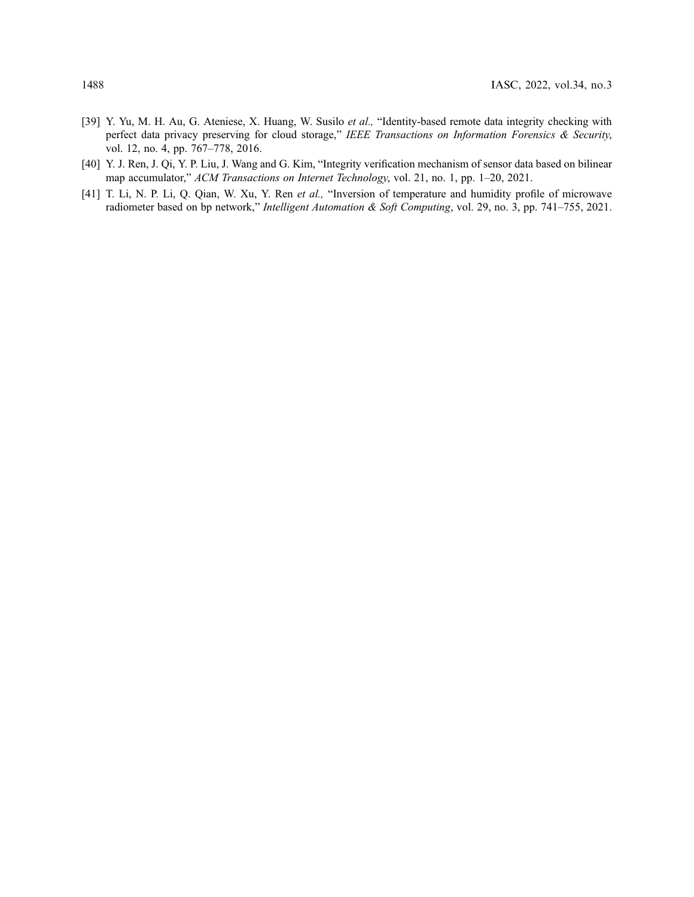[39] Y. Yu, M. H. Au, G. Ateniese, X. Huang, W. Susilo *et al.,* "Identity-based remote data integrity checking with perfect data privacy preserving for cloud storage," *IEEE Transactions on Information Forensics & Security*, vol. 12, no. 4, pp. 767–778, 2016.

[40] Y. J. Ren, J. Qi, Y. P. Liu, J. Wang and G. Kim, "Integrity verification mechanism of sensor data based on bilinear map accumulator," *ACM Transactions on Internet Technology*, vol. 21, no. 1, pp. 1–20, 2021.

[41] T. Li, N. P. Li, Q. Qian, W. Xu, Y. Ren *et al.,* "Inversion of temperature and humidity profile of microwave radiometer based on bp network," *Intelligent Automation & Soft Computing*, vol. 29, no. 3, pp. 741–755, 2021.